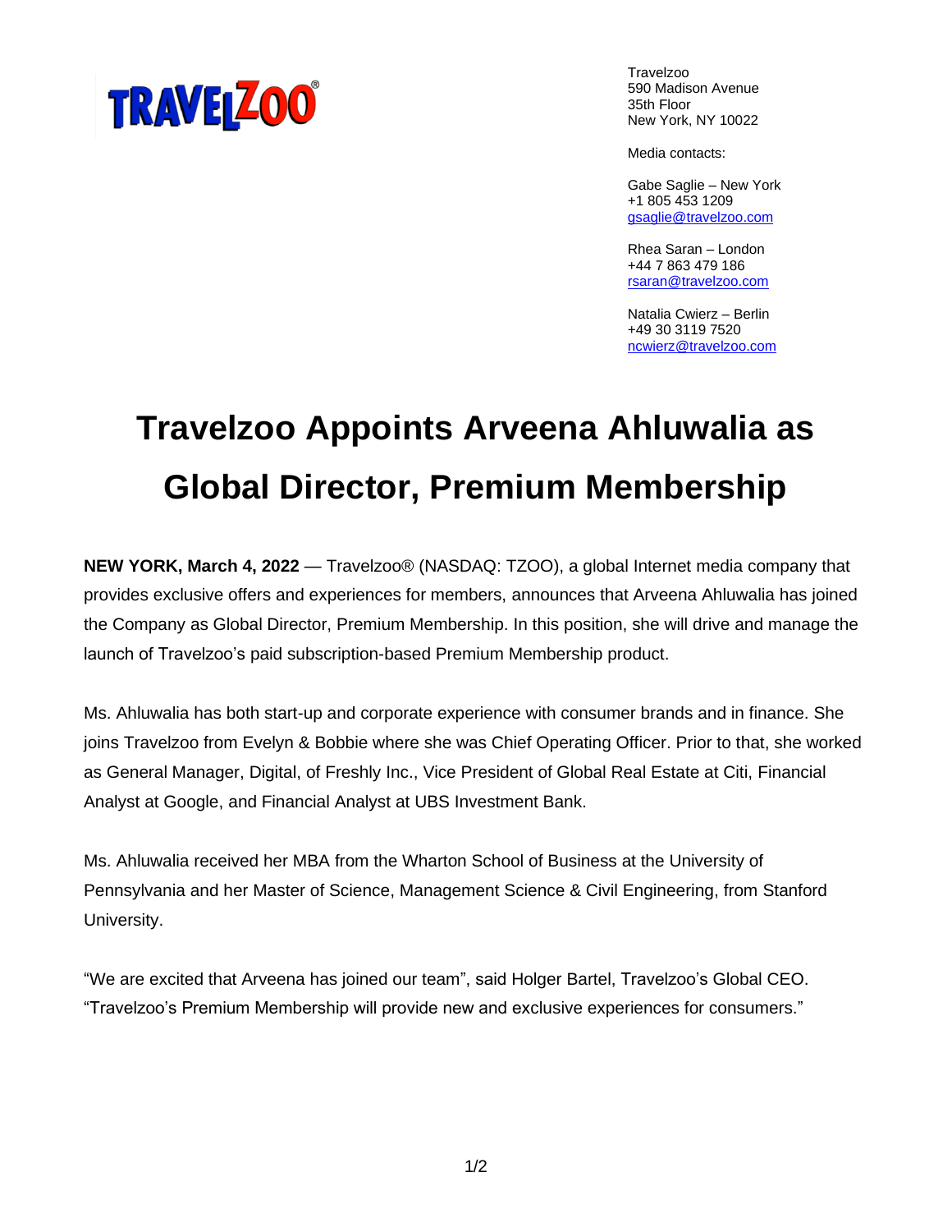Travelzoo
590 Madison Avenue
35th Floor
New York, NY 10022

Media contacts:

Gabe Saglie – New York
+1 805 453 1209
gsaglie@travelzoo.com

Rhea Saran – London
+44 7 863 479 186
rsaran@travelzoo.com

Natalia Cwierz – Berlin
+49 30 3119 7520
ncwierz@travelzoo.com

# Travelzoo Appoints Arveena Ahluwalia as Global Director, Premium Membership

**NEW YORK, March 4, 2022** — Travelzoo® (NASDAQ: TZOO), a global Internet media company that provides exclusive offers and experiences for members, announces that Arveena Ahluwalia has joined the Company as Global Director, Premium Membership. In this position, she will drive and manage the launch of Travelzoo's paid subscription-based Premium Membership product.

Ms. Ahluwalia has both start-up and corporate experience with consumer brands and in finance. She joins Travelzoo from Evelyn & Bobbie where she was Chief Operating Officer. Prior to that, she worked as General Manager, Digital, of Freshly Inc., Vice President of Global Real Estate at Citi, Financial Analyst at Google, and Financial Analyst at UBS Investment Bank.

Ms. Ahluwalia received her MBA from the Wharton School of Business at the University of Pennsylvania and her Master of Science, Management Science & Civil Engineering, from Stanford University.

"We are excited that Arveena has joined our team", said Holger Bartel, Travelzoo's Global CEO. "Travelzoo's Premium Membership will provide new and exclusive experiences for consumers."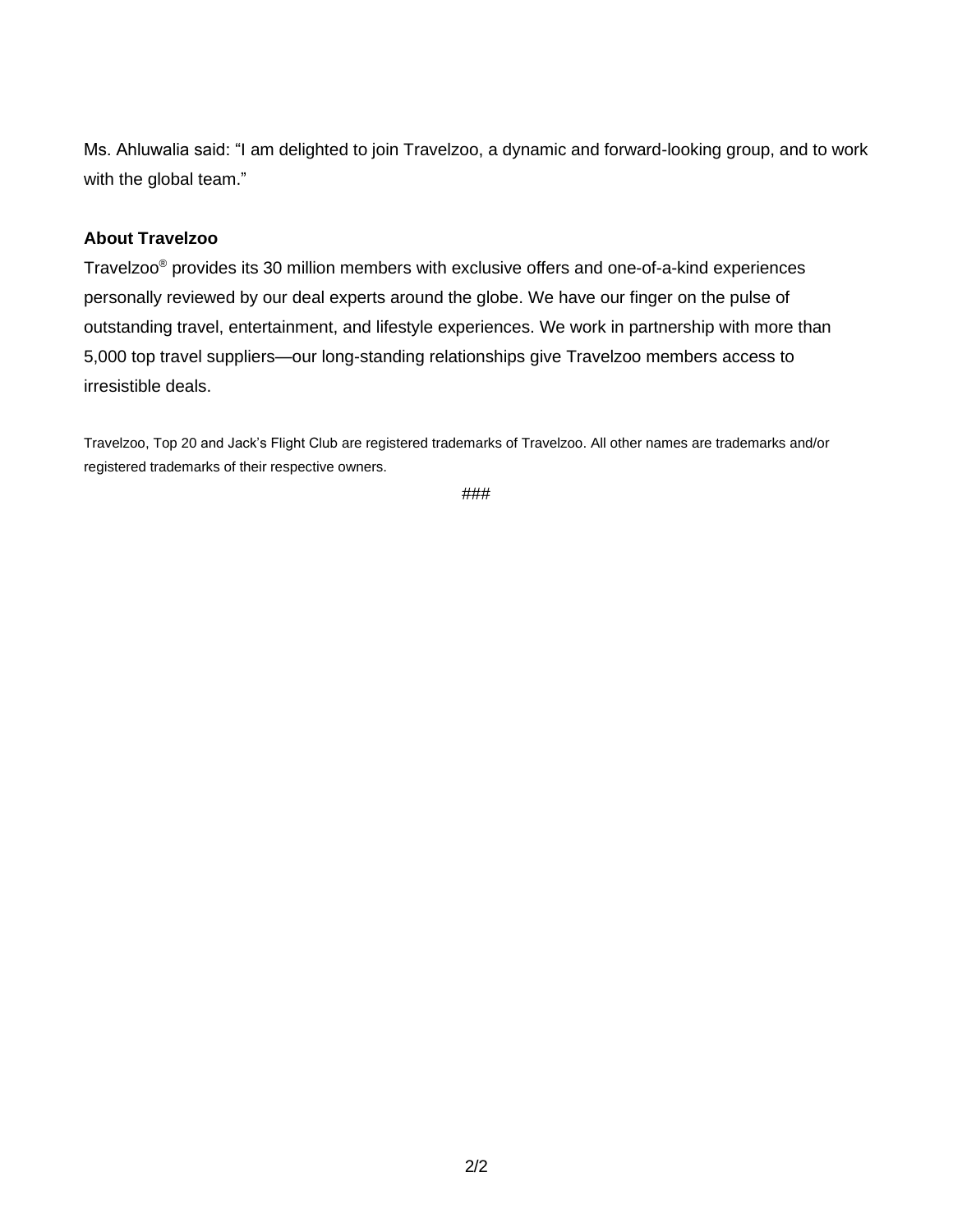Ms. Ahluwalia said: “I am delighted to join Travelzoo, a dynamic and forward-looking group, and to work with the global team.”

**About Travelzoo**

Travelzoo® provides its 30 million members with exclusive offers and one-of-a-kind experiences personally reviewed by our deal experts around the globe. We have our finger on the pulse of outstanding travel, entertainment, and lifestyle experiences. We work in partnership with more than 5,000 top travel suppliers—our long-standing relationships give Travelzoo members access to irresistible deals.

Travelzoo, Top 20 and Jack’s Flight Club are registered trademarks of Travelzoo. All other names are trademarks and/or registered trademarks of their respective owners.

###